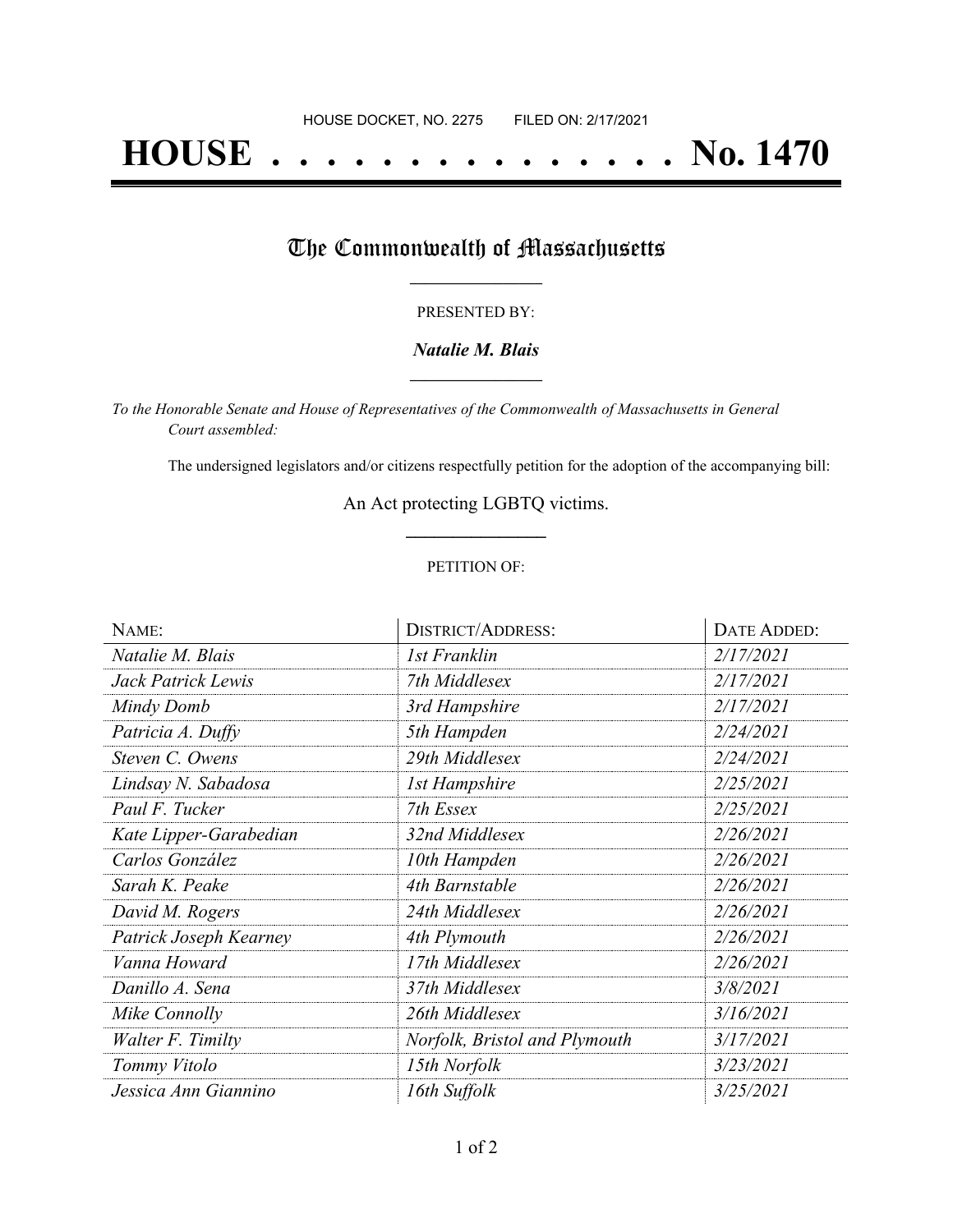HOUSE DOCKET, NO. 2275        FILED ON: 2/17/2021

# HOUSE . . . . . . . . . . . . . . . No. 1470

## The Commonwealth of Massachusetts

PRESENTED BY:

***Natalie M. Blais***

*To the Honorable Senate and House of Representatives of the Commonwealth of Massachusetts in General Court assembled:*

The undersigned legislators and/or citizens respectfully petition for the adoption of the accompanying bill:

An Act protecting LGBTQ victims.

PETITION OF:

| NAME: | DISTRICT/ADDRESS: | DATE ADDED: |
|---|---|---|
| *Natalie M. Blais* | *1st Franklin* | *2/17/2021* |
| *Jack Patrick Lewis* | *7th Middlesex* | *2/17/2021* |
| *Mindy Domb* | *3rd Hampshire* | *2/17/2021* |
| *Patricia A. Duffy* | *5th Hampden* | *2/24/2021* |
| *Steven C. Owens* | *29th Middlesex* | *2/24/2021* |
| *Lindsay N. Sabadosa* | *1st Hampshire* | *2/25/2021* |
| *Paul F. Tucker* | *7th Essex* | *2/25/2021* |
| *Kate Lipper-Garabedian* | *32nd Middlesex* | *2/26/2021* |
| *Carlos González* | *10th Hampden* | *2/26/2021* |
| *Sarah K. Peake* | *4th Barnstable* | *2/26/2021* |
| *David M. Rogers* | *24th Middlesex* | *2/26/2021* |
| *Patrick Joseph Kearney* | *4th Plymouth* | *2/26/2021* |
| *Vanna Howard* | *17th Middlesex* | *2/26/2021* |
| *Danillo A. Sena* | *37th Middlesex* | *3/8/2021* |
| *Mike Connolly* | *26th Middlesex* | *3/16/2021* |
| *Walter F. Timilty* | *Norfolk, Bristol and Plymouth* | *3/17/2021* |
| *Tommy Vitolo* | *15th Norfolk* | *3/23/2021* |
| *Jessica Ann Giannino* | *16th Suffolk* | *3/25/2021* |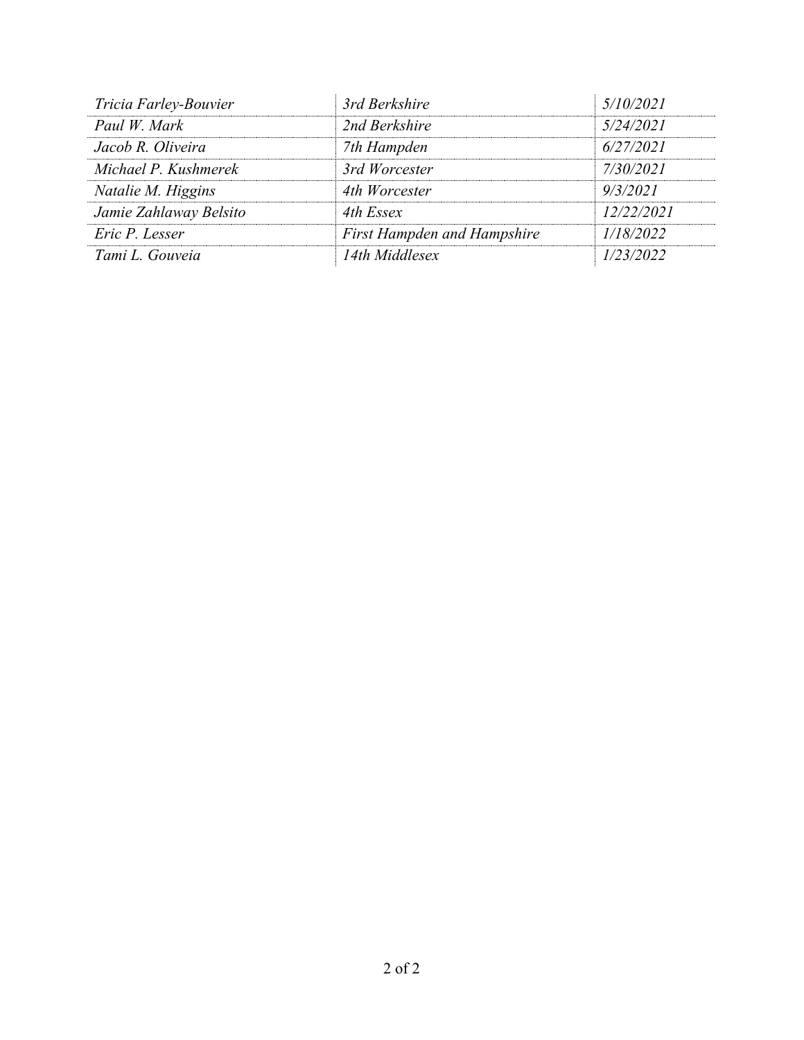| | | |
|---|---|---|
| *Tricia Farley-Bouvier* | *3rd Berkshire* | *5/10/2021* |
| *Paul W. Mark* | *2nd Berkshire* | *5/24/2021* |
| *Jacob R. Oliveira* | *7th Hampden* | *6/27/2021* |
| *Michael P. Kushmerek* | *3rd Worcester* | *7/30/2021* |
| *Natalie M. Higgins* | *4th Worcester* | *9/3/2021* |
| *Jamie Zahlaway Belsito* | *4th Essex* | *12/22/2021* |
| *Eric P. Lesser* | *First Hampden and Hampshire* | *1/18/2022* |
| *Tami L. Gouveia* | *14th Middlesex* | *1/23/2022* |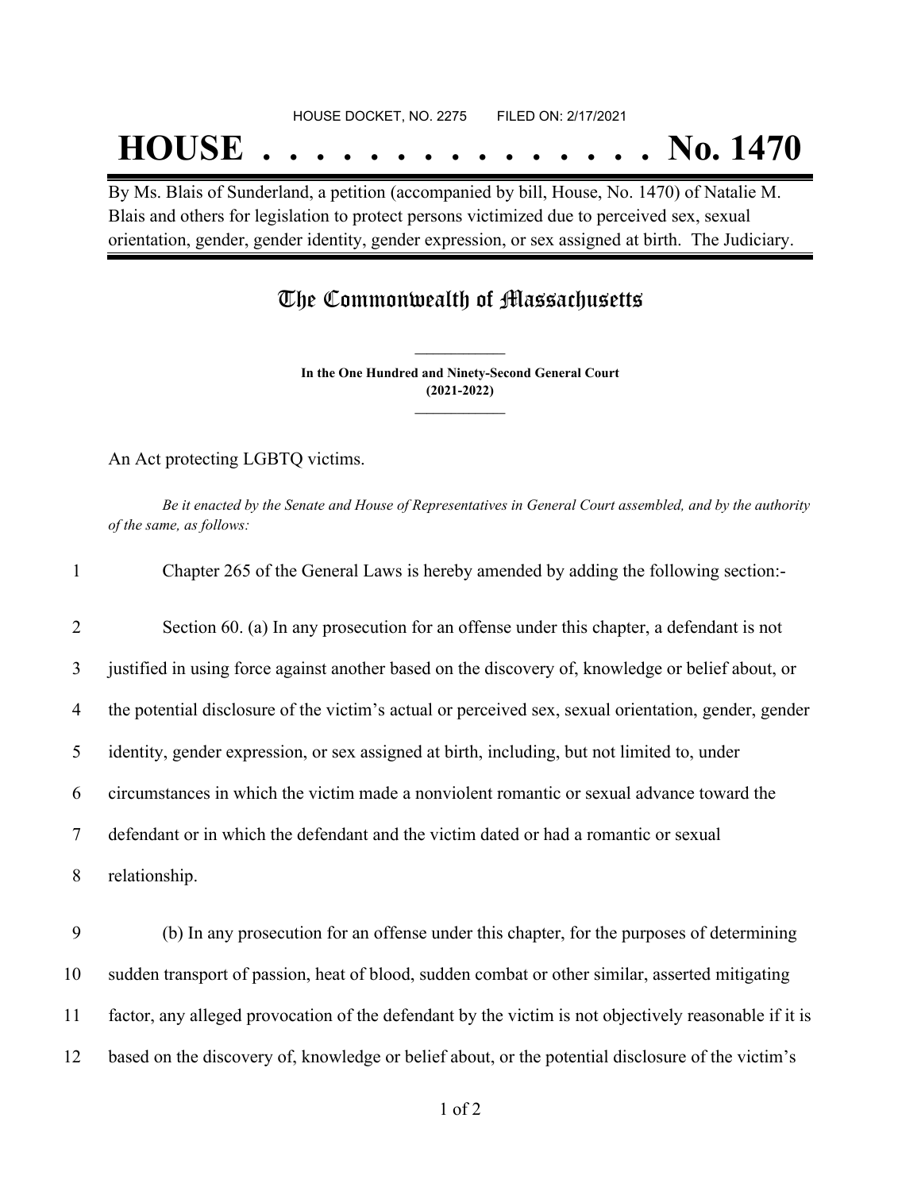HOUSE DOCKET, NO. 2275 FILED ON: 2/17/2021

# HOUSE . . . . . . . . . . . . . . . No. 1470

By Ms. Blais of Sunderland, a petition (accompanied by bill, House, No. 1470) of Natalie M. Blais and others for legislation to protect persons victimized due to perceived sex, sexual orientation, gender, gender identity, gender expression, or sex assigned at birth. The Judiciary.

## The Commonwealth of Massachusetts

**In the One Hundred and Ninety-Second General Court**
**(2021-2022)**

An Act protecting LGBTQ victims.

*Be it enacted by the Senate and House of Representatives in General Court assembled, and by the authority of the same, as follows:*

1 Chapter 265 of the General Laws is hereby amended by adding the following section:-

2 Section 60. (a) In any prosecution for an offense under this chapter, a defendant is not
3 justified in using force against another based on the discovery of, knowledge or belief about, or
4 the potential disclosure of the victim's actual or perceived sex, sexual orientation, gender, gender
5 identity, gender expression, or sex assigned at birth, including, but not limited to, under
6 circumstances in which the victim made a nonviolent romantic or sexual advance toward the
7 defendant or in which the defendant and the victim dated or had a romantic or sexual
8 relationship.

9 (b) In any prosecution for an offense under this chapter, for the purposes of determining
10 sudden transport of passion, heat of blood, sudden combat or other similar, asserted mitigating
11 factor, any alleged provocation of the defendant by the victim is not objectively reasonable if it is
12 based on the discovery of, knowledge or belief about, or the potential disclosure of the victim's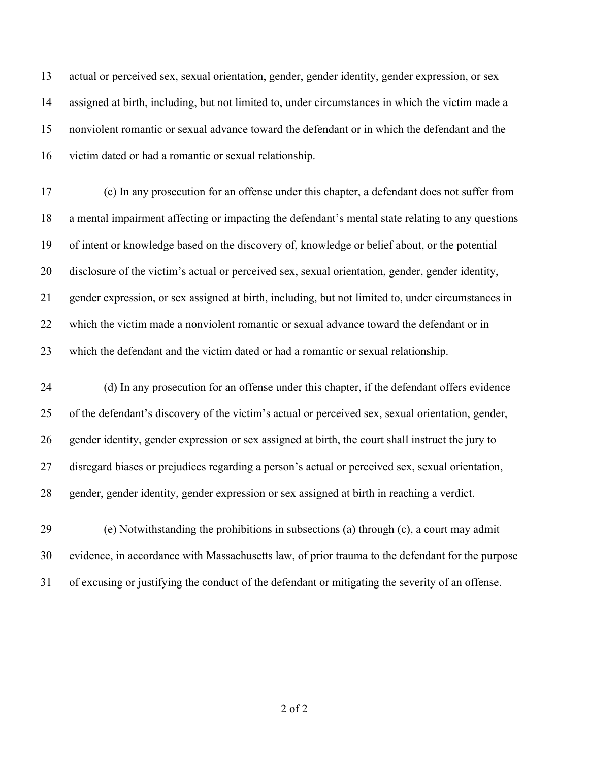actual or perceived sex, sexual orientation, gender, gender identity, gender expression, or sex assigned at birth, including, but not limited to, under circumstances in which the victim made a nonviolent romantic or sexual advance toward the defendant or in which the defendant and the victim dated or had a romantic or sexual relationship.

(c) In any prosecution for an offense under this chapter, a defendant does not suffer from a mental impairment affecting or impacting the defendant's mental state relating to any questions of intent or knowledge based on the discovery of, knowledge or belief about, or the potential disclosure of the victim's actual or perceived sex, sexual orientation, gender, gender identity, gender expression, or sex assigned at birth, including, but not limited to, under circumstances in which the victim made a nonviolent romantic or sexual advance toward the defendant or in which the defendant and the victim dated or had a romantic or sexual relationship.

(d) In any prosecution for an offense under this chapter, if the defendant offers evidence of the defendant's discovery of the victim's actual or perceived sex, sexual orientation, gender, gender identity, gender expression or sex assigned at birth, the court shall instruct the jury to disregard biases or prejudices regarding a person's actual or perceived sex, sexual orientation, gender, gender identity, gender expression or sex assigned at birth in reaching a verdict.

(e) Notwithstanding the prohibitions in subsections (a) through (c), a court may admit evidence, in accordance with Massachusetts law, of prior trauma to the defendant for the purpose of excusing or justifying the conduct of the defendant or mitigating the severity of an offense.